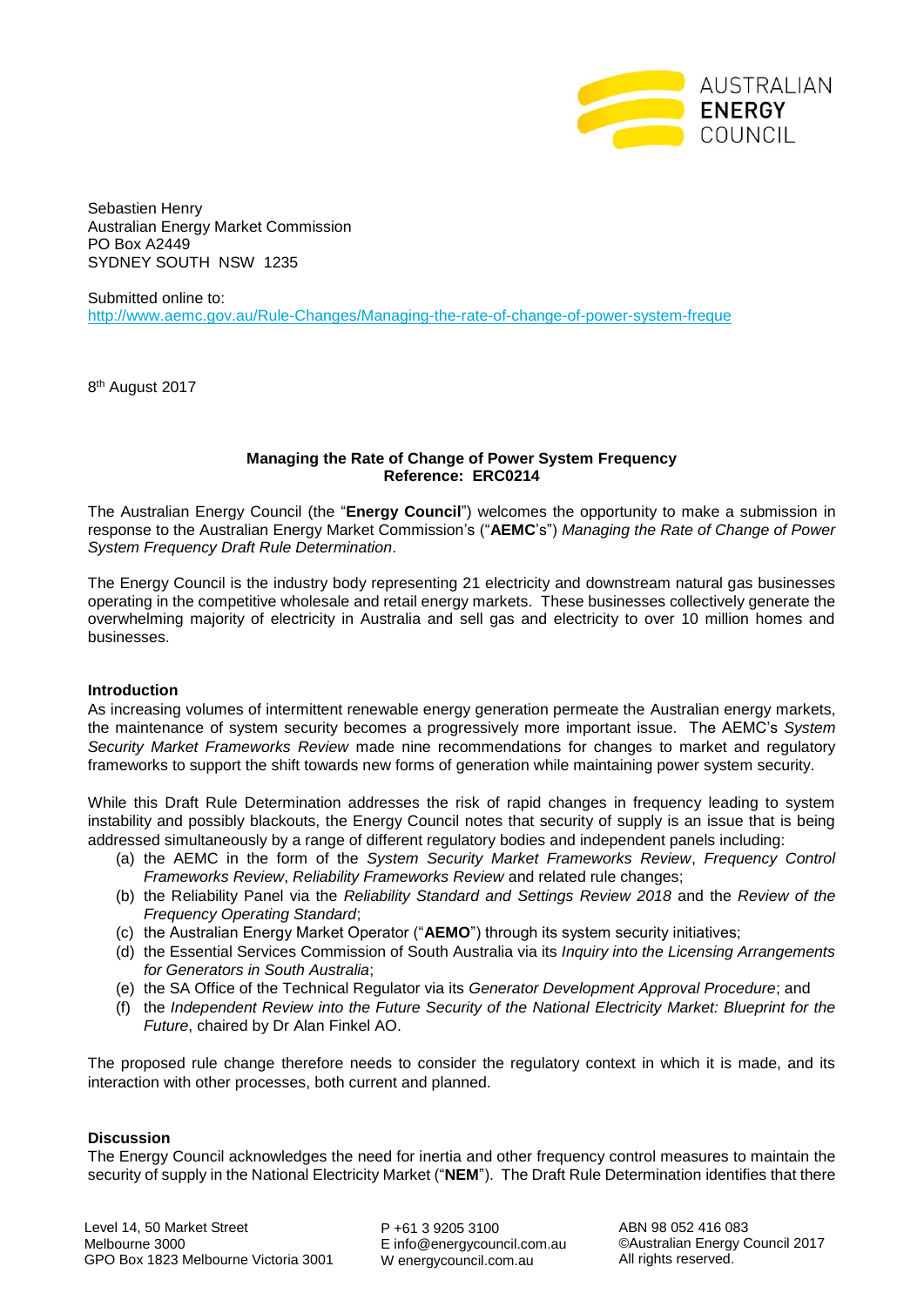Sebastien Henry
Australian Energy Market Commission
PO Box A2449
SYDNEY SOUTH NSW 1235

Submitted online to:
http://www.aemc.gov.au/Rule-Changes/Managing-the-rate-of-change-of-power-system-freque

8th August 2017

**Managing the Rate of Change of Power System Frequency**
**Reference: ERC0214**

The Australian Energy Council (the "**Energy Council**") welcomes the opportunity to make a submission in response to the Australian Energy Market Commission's ("**AEMC**'s") *Managing the Rate of Change of Power System Frequency Draft Rule Determination*.

The Energy Council is the industry body representing 21 electricity and downstream natural gas businesses operating in the competitive wholesale and retail energy markets. These businesses collectively generate the overwhelming majority of electricity in Australia and sell gas and electricity to over 10 million homes and businesses.

**Introduction**

As increasing volumes of intermittent renewable energy generation permeate the Australian energy markets, the maintenance of system security becomes a progressively more important issue. The AEMC's *System Security Market Frameworks Review* made nine recommendations for changes to market and regulatory frameworks to support the shift towards new forms of generation while maintaining power system security.

While this Draft Rule Determination addresses the risk of rapid changes in frequency leading to system instability and possibly blackouts, the Energy Council notes that security of supply is an issue that is being addressed simultaneously by a range of different regulatory bodies and independent panels including:

(a) the AEMC in the form of the *System Security Market Frameworks Review*, *Frequency Control Frameworks Review*, *Reliability Frameworks Review* and related rule changes;
(b) the Reliability Panel via the *Reliability Standard and Settings Review 2018* and the *Review of the Frequency Operating Standard*;
(c) the Australian Energy Market Operator ("**AEMO**") through its system security initiatives;
(d) the Essential Services Commission of South Australia via its *Inquiry into the Licensing Arrangements for Generators in South Australia*;
(e) the SA Office of the Technical Regulator via its *Generator Development Approval Procedure*; and
(f) the *Independent Review into the Future Security of the National Electricity Market: Blueprint for the Future*, chaired by Dr Alan Finkel AO.

The proposed rule change therefore needs to consider the regulatory context in which it is made, and its interaction with other processes, both current and planned.

**Discussion**

The Energy Council acknowledges the need for inertia and other frequency control measures to maintain the security of supply in the National Electricity Market ("**NEM**"). The Draft Rule Determination identifies that there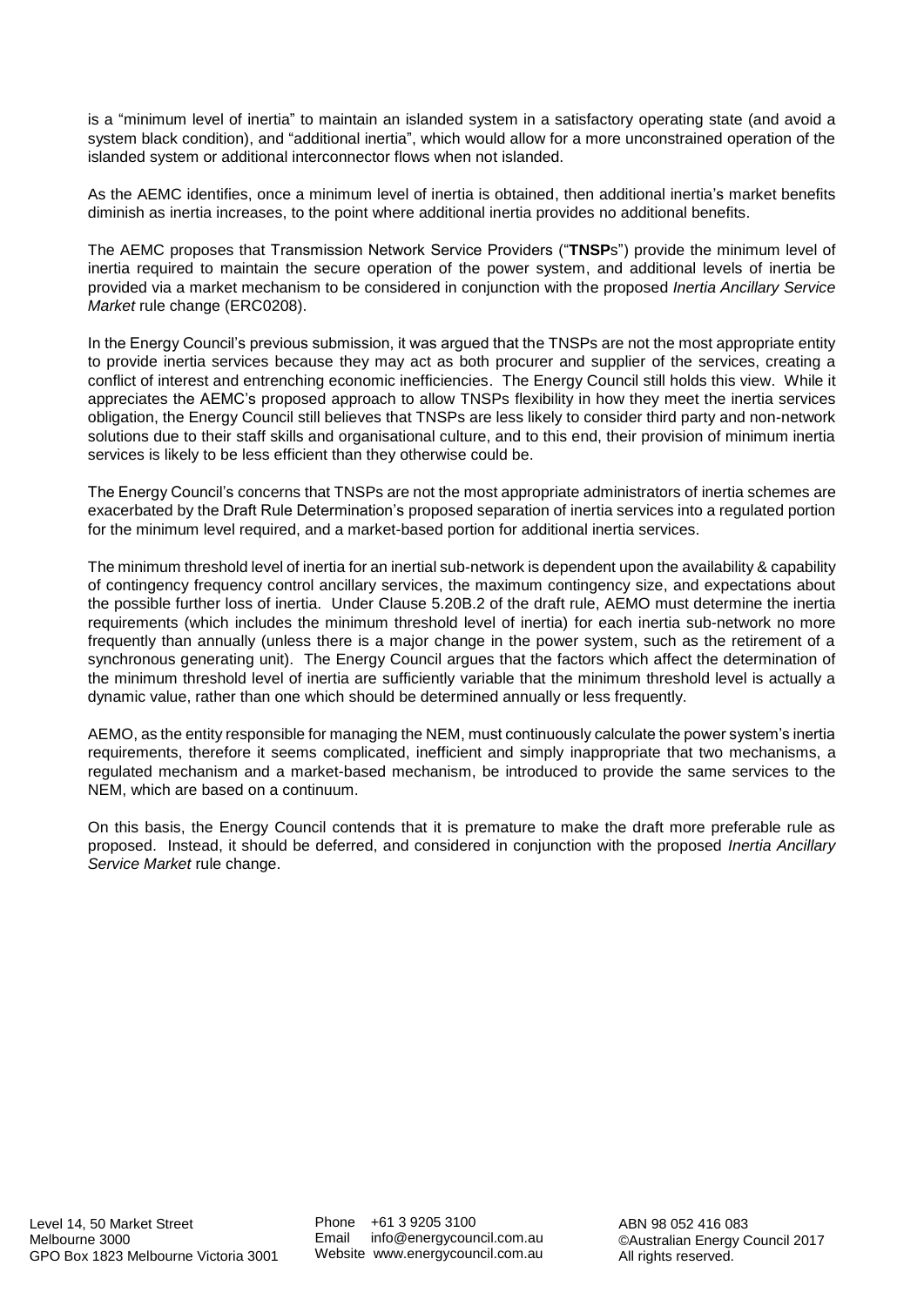is a "minimum level of inertia" to maintain an islanded system in a satisfactory operating state (and avoid a system black condition), and "additional inertia", which would allow for a more unconstrained operation of the islanded system or additional interconnector flows when not islanded.

As the AEMC identifies, once a minimum level of inertia is obtained, then additional inertia's market benefits diminish as inertia increases, to the point where additional inertia provides no additional benefits.

The AEMC proposes that Transmission Network Service Providers ("**TNSP**s") provide the minimum level of inertia required to maintain the secure operation of the power system, and additional levels of inertia be provided via a market mechanism to be considered in conjunction with the proposed *Inertia Ancillary Service Market* rule change (ERC0208).

In the Energy Council's previous submission, it was argued that the TNSPs are not the most appropriate entity to provide inertia services because they may act as both procurer and supplier of the services, creating a conflict of interest and entrenching economic inefficiencies. The Energy Council still holds this view. While it appreciates the AEMC's proposed approach to allow TNSPs flexibility in how they meet the inertia services obligation, the Energy Council still believes that TNSPs are less likely to consider third party and non-network solutions due to their staff skills and organisational culture, and to this end, their provision of minimum inertia services is likely to be less efficient than they otherwise could be.

The Energy Council's concerns that TNSPs are not the most appropriate administrators of inertia schemes are exacerbated by the Draft Rule Determination's proposed separation of inertia services into a regulated portion for the minimum level required, and a market-based portion for additional inertia services.

The minimum threshold level of inertia for an inertial sub-network is dependent upon the availability & capability of contingency frequency control ancillary services, the maximum contingency size, and expectations about the possible further loss of inertia. Under Clause 5.20B.2 of the draft rule, AEMO must determine the inertia requirements (which includes the minimum threshold level of inertia) for each inertia sub-network no more frequently than annually (unless there is a major change in the power system, such as the retirement of a synchronous generating unit). The Energy Council argues that the factors which affect the determination of the minimum threshold level of inertia are sufficiently variable that the minimum threshold level is actually a dynamic value, rather than one which should be determined annually or less frequently.

AEMO, as the entity responsible for managing the NEM, must continuously calculate the power system's inertia requirements, therefore it seems complicated, inefficient and simply inappropriate that two mechanisms, a regulated mechanism and a market-based mechanism, be introduced to provide the same services to the NEM, which are based on a continuum.

On this basis, the Energy Council contends that it is premature to make the draft more preferable rule as proposed. Instead, it should be deferred, and considered in conjunction with the proposed *Inertia Ancillary Service Market* rule change.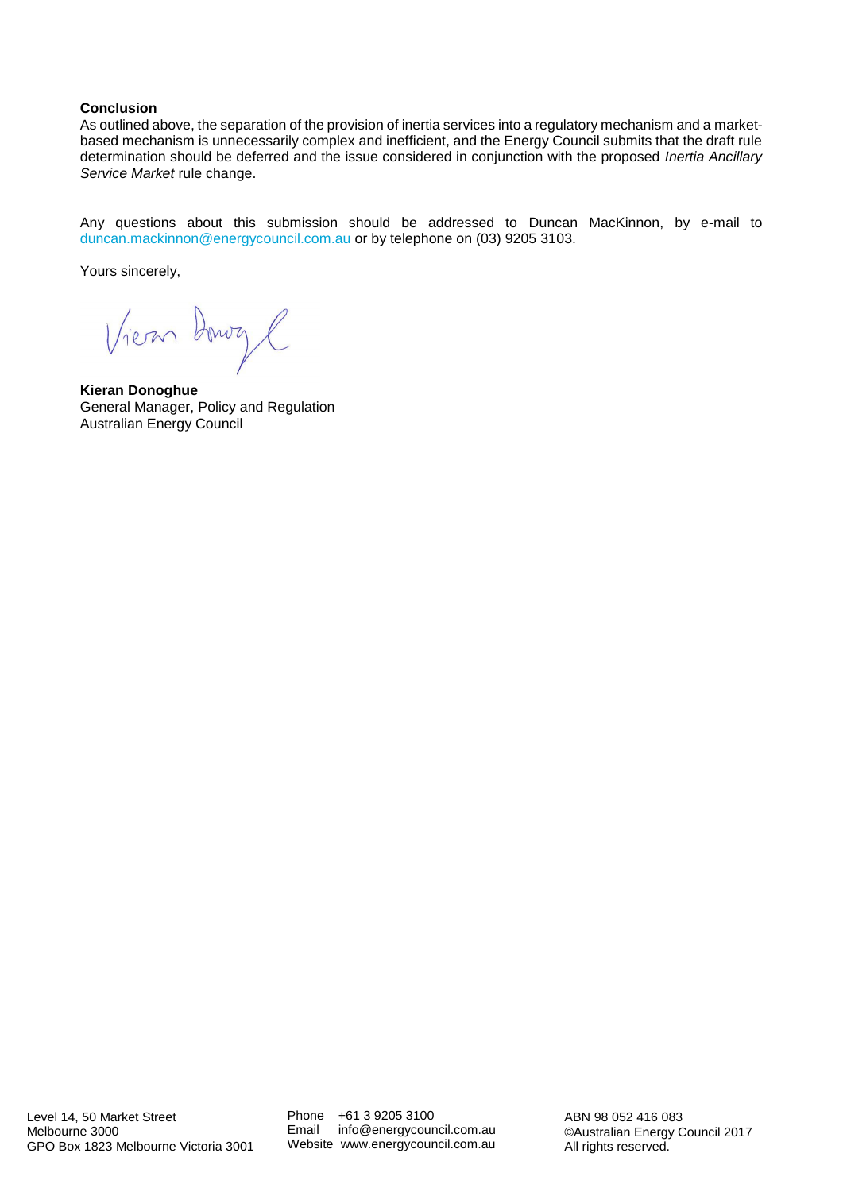**Conclusion**

As outlined above, the separation of the provision of inertia services into a regulatory mechanism and a market-based mechanism is unnecessarily complex and inefficient, and the Energy Council submits that the draft rule determination should be deferred and the issue considered in conjunction with the proposed *Inertia Ancillary Service Market* rule change.

Any questions about this submission should be addressed to Duncan MacKinnon, by e-mail to duncan.mackinnon@energycouncil.com.au or by telephone on (03) 9205 3103.

Yours sincerely,

**Kieran Donoghue**
General Manager, Policy and Regulation
Australian Energy Council

Level 14, 50 Market Street
Melbourne 3000
GPO Box 1823 Melbourne Victoria 3001

Phone +61 3 9205 3100
Email info@energycouncil.com.au
Website www.energycouncil.com.au

ABN 98 052 416 083
©Australian Energy Council 2017
All rights reserved.